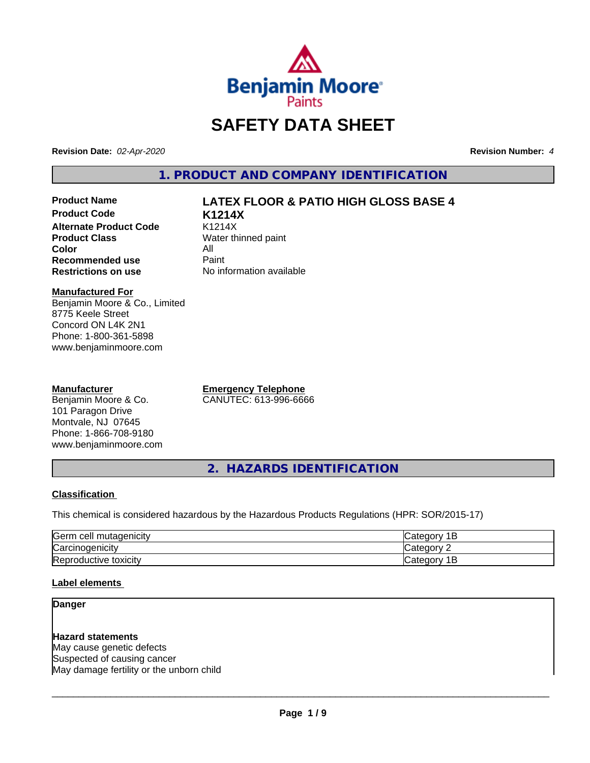# SAFETY DATA SHEET

**Revision Date:** *02-Apr-2020* **Revision Number:** *4*

## 1. PRODUCT AND COMPANY IDENTIFICATION

| | |
|---|---|
| **Product Name** | **LATEX FLOOR & PATIO HIGH GLOSS BASE 4** |
| **Product Code** | **K1214X** |
| **Alternate Product Code** | K1214X |
| **Product Class** | Water thinned paint |
| **Color** | All |
| **Recommended use** | Paint |
| **Restrictions on use** | No information available |

**Manufactured For**
Benjamin Moore & Co., Limited
8775 Keele Street
Concord ON L4K 2N1
Phone: 1-800-361-5898
www.benjaminmoore.com

**Manufacturer**
Benjamin Moore & Co.
101 Paragon Drive
Montvale, NJ 07645
Phone: 1-866-708-9180
www.benjaminmoore.com

**Emergency Telephone**
CANUTEC: 613-996-6666

## 2. HAZARDS IDENTIFICATION

**Classification**

This chemical is considered hazardous by the Hazardous Products Regulations (HPR: SOR/2015-17)

| | |
|---|---|
| Germ cell mutagenicity | Category 1B |
| Carcinogenicity | Category 2 |
| Reproductive toxicity | Category 1B |

**Label elements**

**Danger**

**Hazard statements**
May cause genetic defects
Suspected of causing cancer
May damage fertility or the unborn child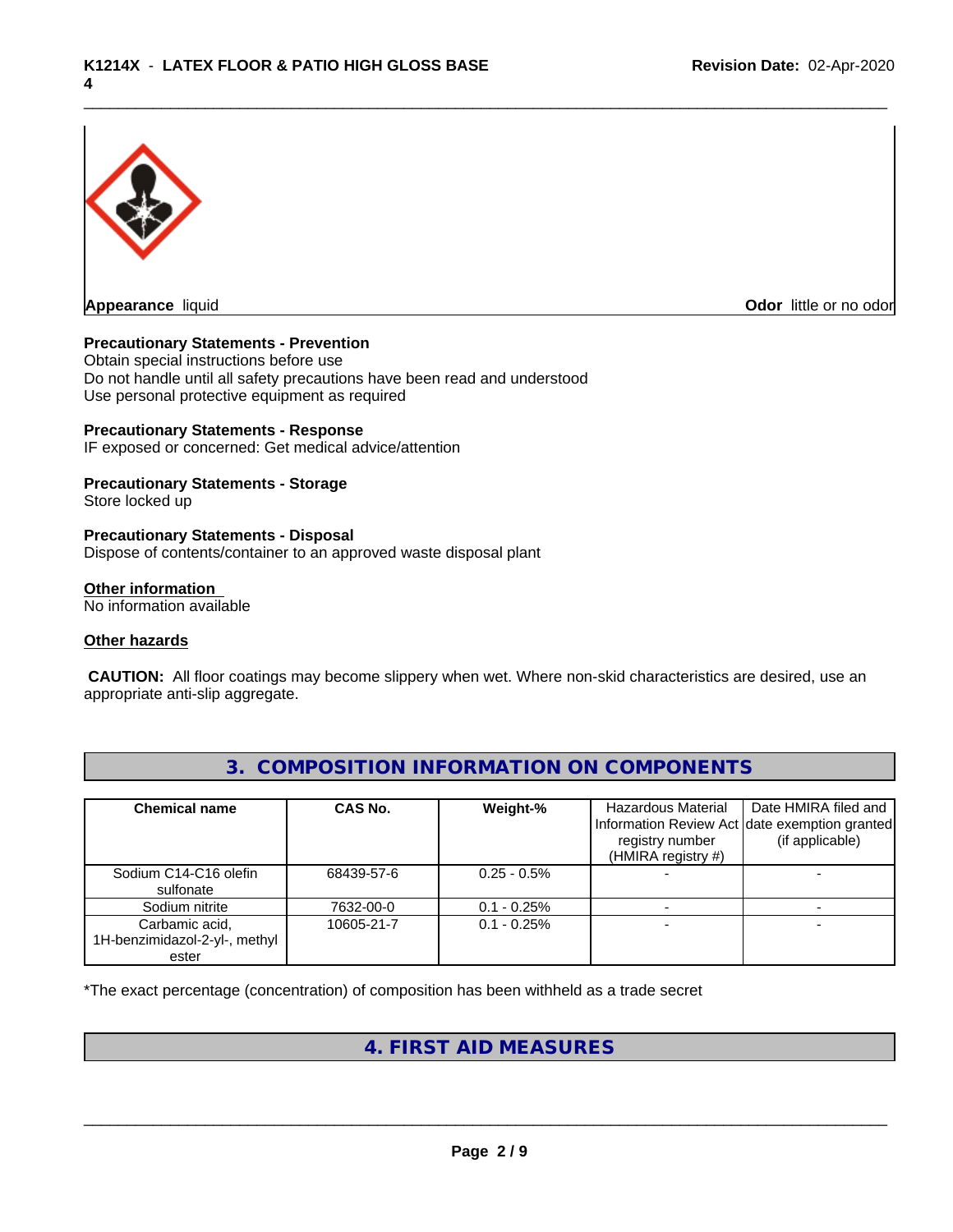**Appearance** liquid

**Odor** little or no odor

**Precautionary Statements - Prevention**

Obtain special instructions before use
Do not handle until all safety precautions have been read and understood
Use personal protective equipment as required

**Precautionary Statements - Response**

IF exposed or concerned: Get medical advice/attention

**Precautionary Statements - Storage**

Store locked up

**Precautionary Statements - Disposal**

Dispose of contents/container to an approved waste disposal plant

**Other information**

No information available

**Other hazards**

**CAUTION:** All floor coatings may become slippery when wet. Where non-skid characteristics are desired, use an appropriate anti-slip aggregate.

## 3. COMPOSITION INFORMATION ON COMPONENTS

| Chemical name | CAS No. | Weight-% | Hazardous Material Information Review Act registry number (HMIRA registry #) | Date HMIRA filed and date exemption granted (if applicable) |
|---|---|---|---|---|
| Sodium C14-C16 olefin sulfonate | 68439-57-6 | 0.25 - 0.5% | - | - |
| Sodium nitrite | 7632-00-0 | 0.1 - 0.25% | - | - |
| Carbamic acid, 1H-benzimidazol-2-yl-, methyl ester | 10605-21-7 | 0.1 - 0.25% | - | - |

*The exact percentage (concentration) of composition has been withheld as a trade secret

## 4. FIRST AID MEASURES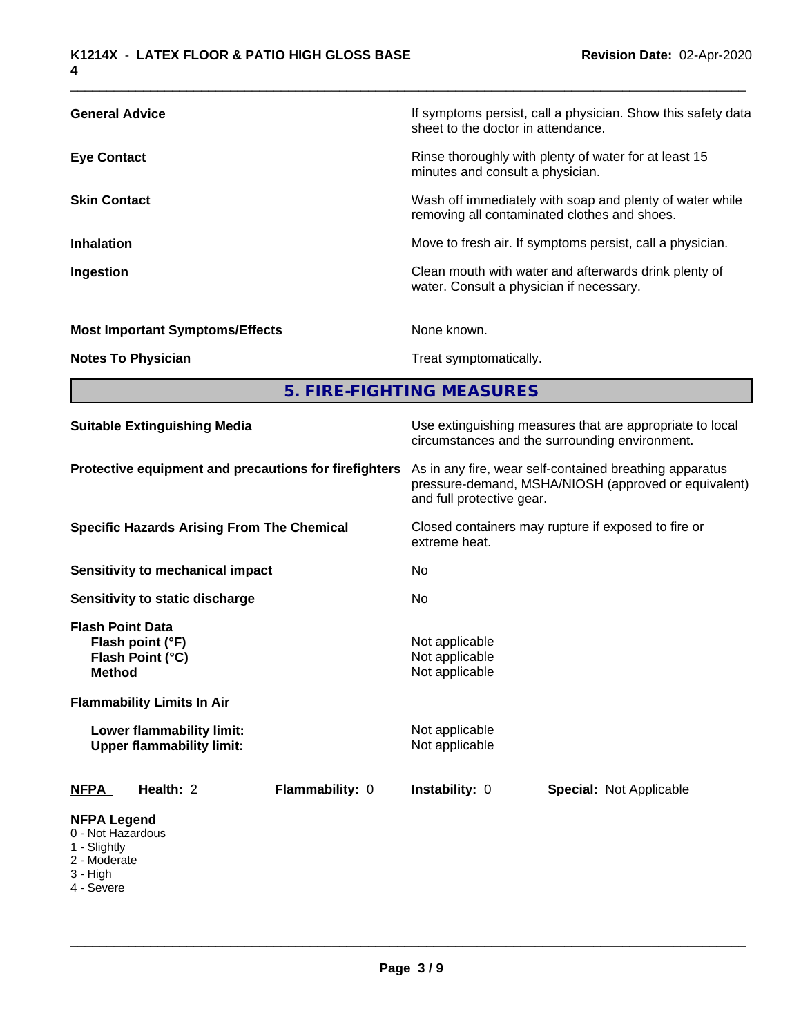| | |
|---|---|
| **General Advice** | If symptoms persist, call a physician. Show this safety data sheet to the doctor in attendance. |
| **Eye Contact** | Rinse thoroughly with plenty of water for at least 15 minutes and consult a physician. |
| **Skin Contact** | Wash off immediately with soap and plenty of water while removing all contaminated clothes and shoes. |
| **Inhalation** | Move to fresh air. If symptoms persist, call a physician. |
| **Ingestion** | Clean mouth with water and afterwards drink plenty of water. Consult a physician if necessary. |
| **Most Important Symptoms/Effects** | None known. |
| **Notes To Physician** | Treat symptomatically. |

## 5. FIRE-FIGHTING MEASURES

| | |
|---|---|
| **Suitable Extinguishing Media** | Use extinguishing measures that are appropriate to local circumstances and the surrounding environment. |
| **Protective equipment and precautions for firefighters** | As in any fire, wear self-contained breathing apparatus pressure-demand, MSHA/NIOSH (approved or equivalent) and full protective gear. |
| **Specific Hazards Arising From The Chemical** | Closed containers may rupture if exposed to fire or extreme heat. |
| **Sensitivity to mechanical impact** | No |
| **Sensitivity to static discharge** | No |
| **Flash Point Data** | |
| **Flash point (°F)** | Not applicable |
| **Flash Point (°C)** | Not applicable |
| **Method** | Not applicable |
| **Flammability Limits In Air** | |
| **Lower flammability limit:** | Not applicable |
| **Upper flammability limit:** | Not applicable |

| **NFPA** | **Health:** 2 | **Flammability:** 0 | **Instability:** 0 | **Special:** Not Applicable |
|---|---|---|---|---|

**NFPA Legend**
- 0 - Not Hazardous
- 1 - Slightly
- 2 - Moderate
- 3 - High
- 4 - Severe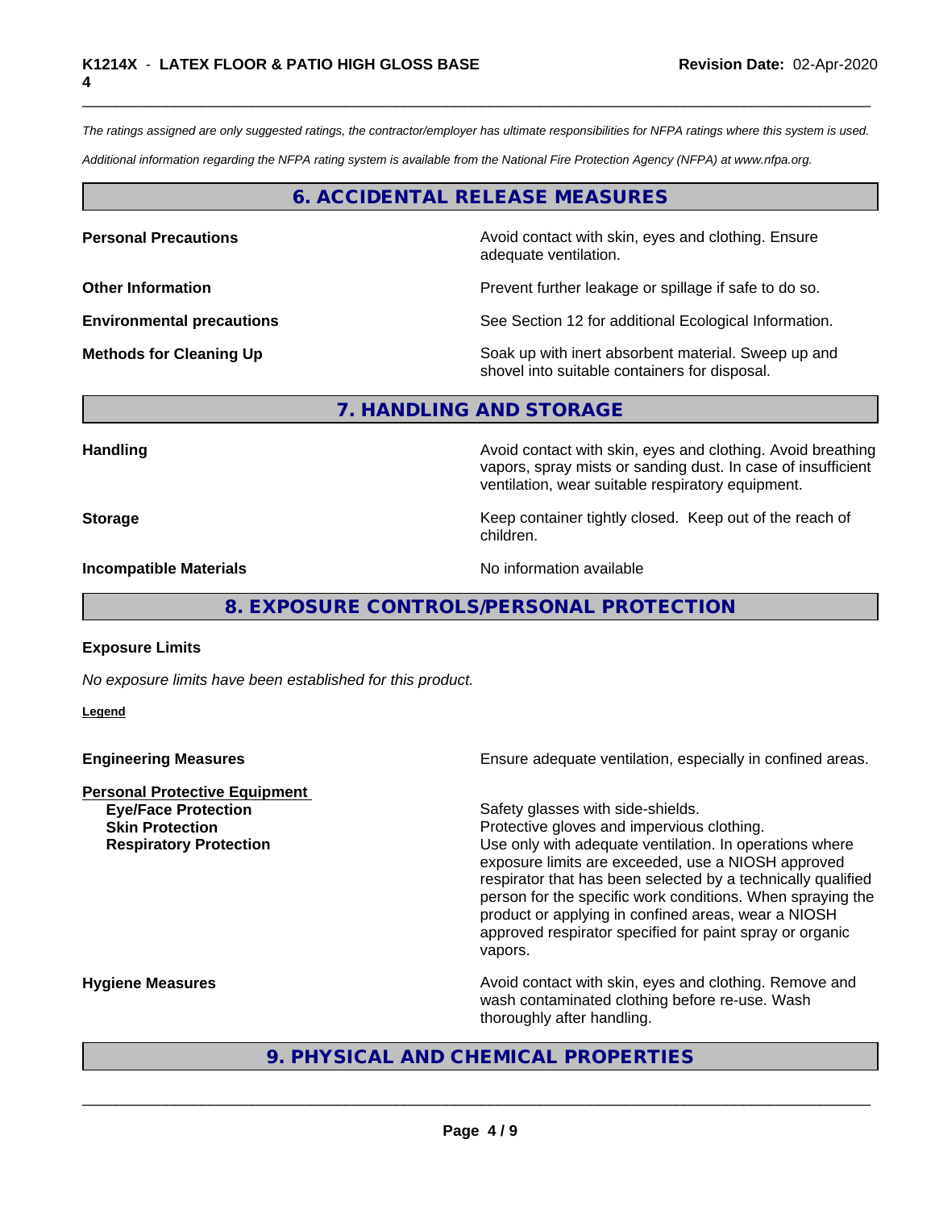*The ratings assigned are only suggested ratings, the contractor/employer has ultimate responsibilities for NFPA ratings where this system is used.*

*Additional information regarding the NFPA rating system is available from the National Fire Protection Agency (NFPA) at www.nfpa.org.*

## 6. ACCIDENTAL RELEASE MEASURES

**Personal Precautions** — Avoid contact with skin, eyes and clothing. Ensure adequate ventilation.

**Other Information** — Prevent further leakage or spillage if safe to do so.

**Environmental precautions** — See Section 12 for additional Ecological Information.

**Methods for Cleaning Up** — Soak up with inert absorbent material. Sweep up and shovel into suitable containers for disposal.

## 7. HANDLING AND STORAGE

**Handling** — Avoid contact with skin, eyes and clothing. Avoid breathing vapors, spray mists or sanding dust. In case of insufficient ventilation, wear suitable respiratory equipment.

**Storage** — Keep container tightly closed. Keep out of the reach of children.

**Incompatible Materials** — No information available

## 8. EXPOSURE CONTROLS/PERSONAL PROTECTION

**Exposure Limits**

*No exposure limits have been established for this product.*

**Legend**

**Engineering Measures** — Ensure adequate ventilation, especially in confined areas.

**Personal Protective Equipment**

- **Eye/Face Protection** — Safety glasses with side-shields.
- **Skin Protection** — Protective gloves and impervious clothing.
- **Respiratory Protection** — Use only with adequate ventilation. In operations where exposure limits are exceeded, use a NIOSH approved respirator that has been selected by a technically qualified person for the specific work conditions. When spraying the product or applying in confined areas, wear a NIOSH approved respirator specified for paint spray or organic vapors.

**Hygiene Measures** — Avoid contact with skin, eyes and clothing. Remove and wash contaminated clothing before re-use. Wash thoroughly after handling.

## 9. PHYSICAL AND CHEMICAL PROPERTIES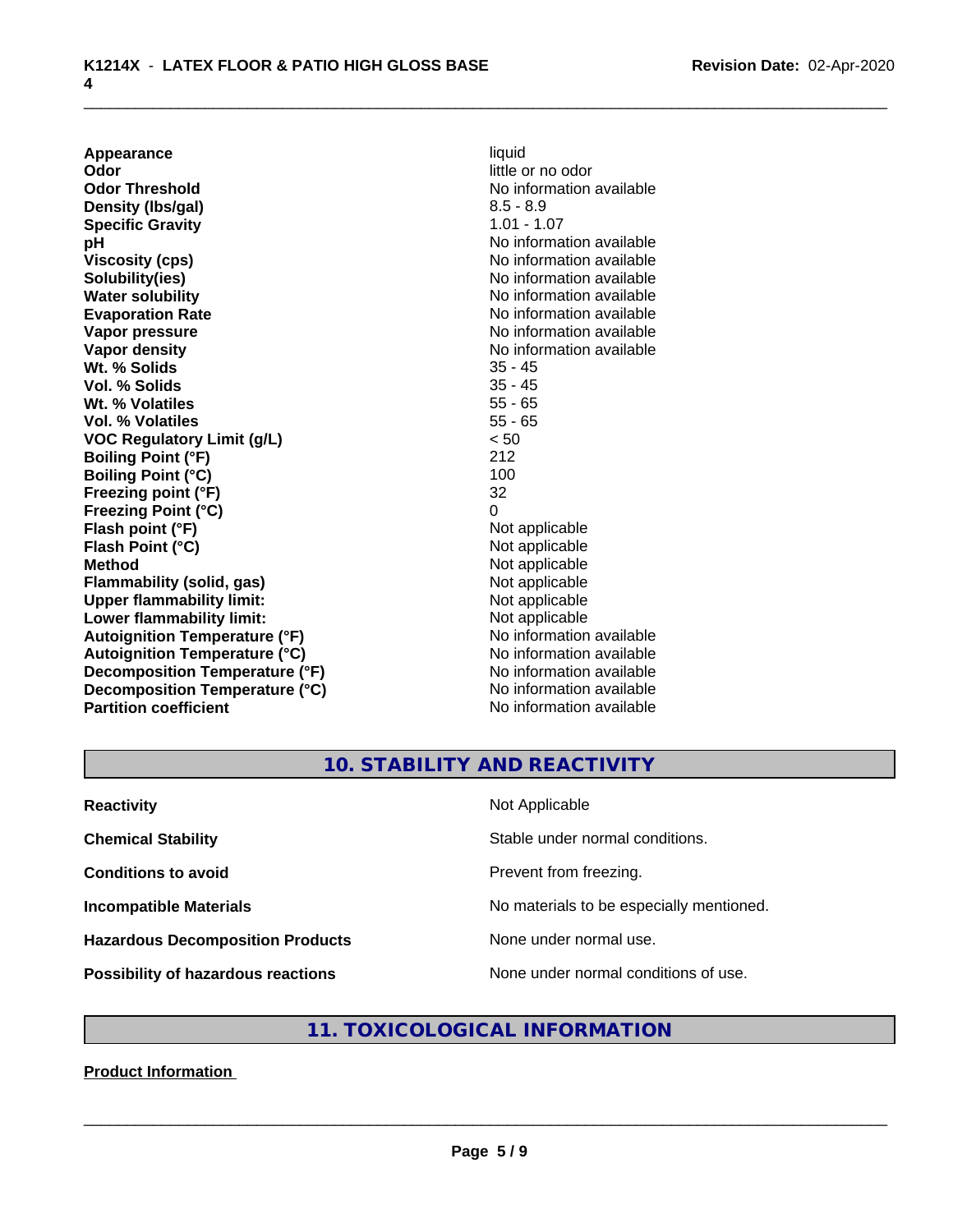| | |
|---|---|
| **Appearance** | liquid |
| **Odor** | little or no odor |
| **Odor Threshold** | No information available |
| **Density (lbs/gal)** | 8.5 - 8.9 |
| **Specific Gravity** | 1.01 - 1.07 |
| **pH** | No information available |
| **Viscosity (cps)** | No information available |
| **Solubility(ies)** | No information available |
| **Water solubility** | No information available |
| **Evaporation Rate** | No information available |
| **Vapor pressure** | No information available |
| **Vapor density** | No information available |
| **Wt. % Solids** | 35 - 45 |
| **Vol. % Solids** | 35 - 45 |
| **Wt. % Volatiles** | 55 - 65 |
| **Vol. % Volatiles** | 55 - 65 |
| **VOC Regulatory Limit (g/L)** | < 50 |
| **Boiling Point (°F)** | 212 |
| **Boiling Point (°C)** | 100 |
| **Freezing point (°F)** | 32 |
| **Freezing Point (°C)** | 0 |
| **Flash point (°F)** | Not applicable |
| **Flash Point (°C)** | Not applicable |
| **Method** | Not applicable |
| **Flammability (solid, gas)** | Not applicable |
| **Upper flammability limit:** | Not applicable |
| **Lower flammability limit:** | Not applicable |
| **Autoignition Temperature (°F)** | No information available |
| **Autoignition Temperature (°C)** | No information available |
| **Decomposition Temperature (°F)** | No information available |
| **Decomposition Temperature (°C)** | No information available |
| **Partition coefficient** | No information available |

## 10. STABILITY AND REACTIVITY

| | |
|---|---|
| **Reactivity** | Not Applicable |
| **Chemical Stability** | Stable under normal conditions. |
| **Conditions to avoid** | Prevent from freezing. |
| **Incompatible Materials** | No materials to be especially mentioned. |
| **Hazardous Decomposition Products** | None under normal use. |
| **Possibility of hazardous reactions** | None under normal conditions of use. |

## 11. TOXICOLOGICAL INFORMATION

**Product Information**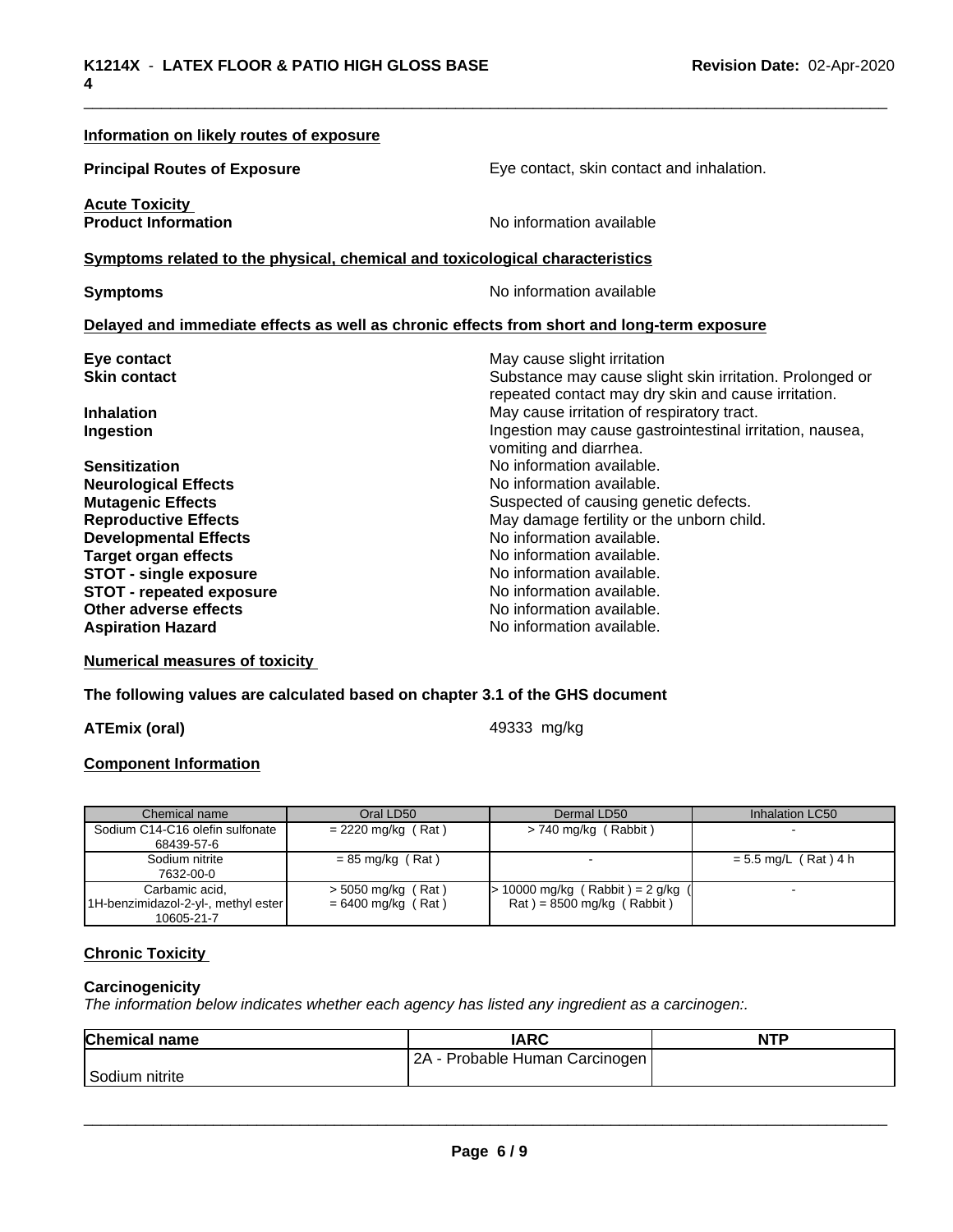**Information on likely routes of exposure**

**Principal Routes of Exposure** Eye contact, skin contact and inhalation.

**Acute Toxicity**
**Product Information** No information available

**Symptoms related to the physical, chemical and toxicological characteristics**

**Symptoms** No information available

**Delayed and immediate effects as well as chronic effects from short and long-term exposure**

| | |
|---|---|
| **Eye contact** | May cause slight irritation |
| **Skin contact** | Substance may cause slight skin irritation. Prolonged or repeated contact may dry skin and cause irritation. |
| **Inhalation** | May cause irritation of respiratory tract. |
| **Ingestion** | Ingestion may cause gastrointestinal irritation, nausea, vomiting and diarrhea. |
| **Sensitization** | No information available. |
| **Neurological Effects** | No information available. |
| **Mutagenic Effects** | Suspected of causing genetic defects. |
| **Reproductive Effects** | May damage fertility or the unborn child. |
| **Developmental Effects** | No information available. |
| **Target organ effects** | No information available. |
| **STOT - single exposure** | No information available. |
| **STOT - repeated exposure** | No information available. |
| **Other adverse effects** | No information available. |
| **Aspiration Hazard** | No information available. |

**Numerical measures of toxicity**

**The following values are calculated based on chapter 3.1 of the GHS document**

**ATEmix (oral)** 49333 mg/kg

**Component Information**

| Chemical name | Oral LD50 | Dermal LD50 | Inhalation LC50 |
|---|---|---|---|
| Sodium C14-C16 olefin sulfonate 68439-57-6 | = 2220 mg/kg ( Rat ) | > 740 mg/kg ( Rabbit ) | - |
| Sodium nitrite 7632-00-0 | = 85 mg/kg ( Rat ) | - | = 5.5 mg/L ( Rat ) 4 h |
| Carbamic acid, 1H-benzimidazol-2-yl-, methyl ester 10605-21-7 | > 5050 mg/kg ( Rat ) = 6400 mg/kg ( Rat ) | > 10000 mg/kg ( Rabbit ) = 2 g/kg ( Rat ) = 8500 mg/kg ( Rabbit ) | - |

**Chronic Toxicity**

**Carcinogenicity**

*The information below indicates whether each agency has listed any ingredient as a carcinogen:.*

| Chemical name | IARC | NTP |
|---|---|---|
| Sodium nitrite | 2A - Probable Human Carcinogen | |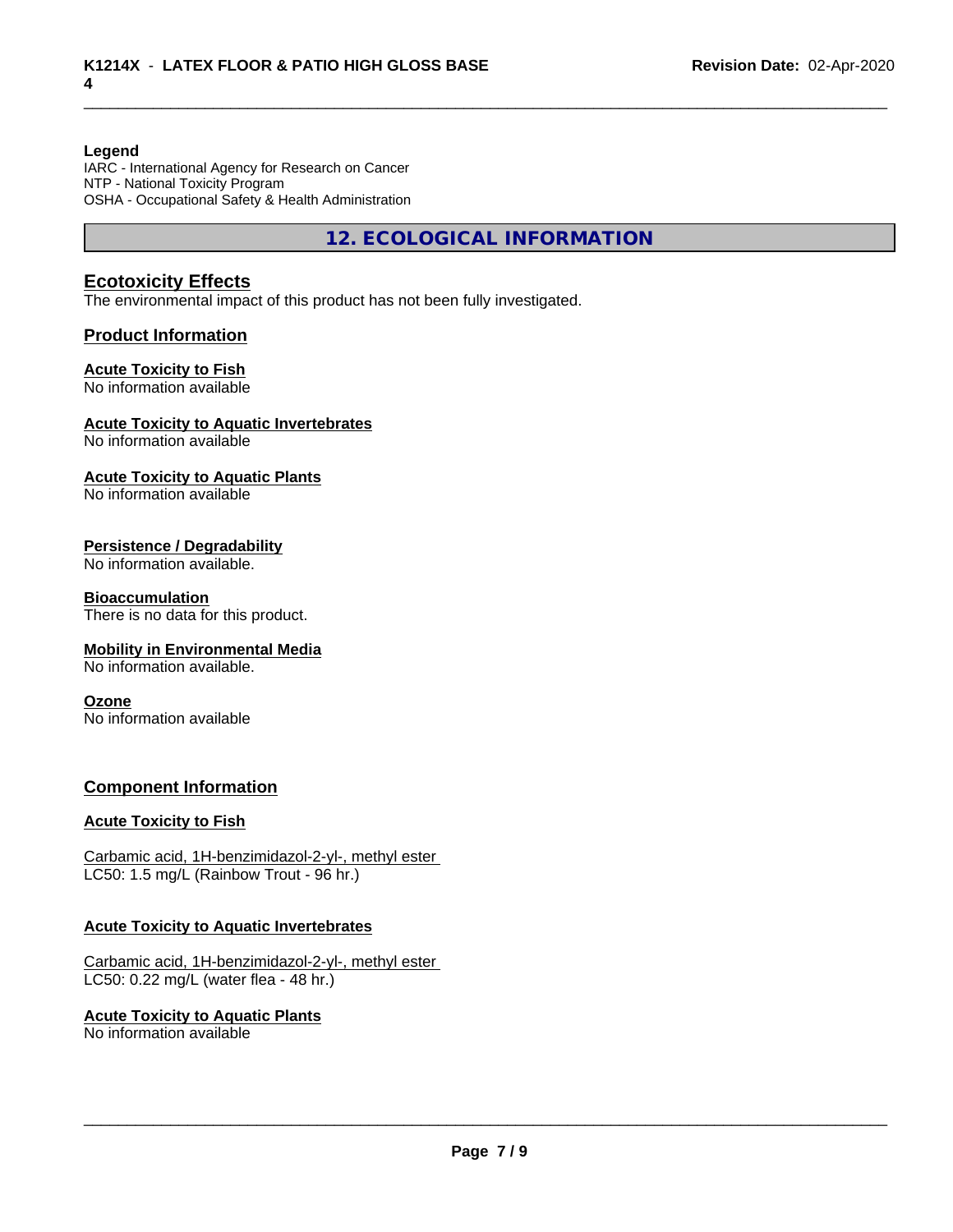**Legend**
IARC - International Agency for Research on Cancer
NTP - National Toxicity Program
OSHA - Occupational Safety & Health Administration

## 12. ECOLOGICAL INFORMATION

### Ecotoxicity Effects
The environmental impact of this product has not been fully investigated.

### Product Information

**Acute Toxicity to Fish**
No information available

**Acute Toxicity to Aquatic Invertebrates**
No information available

**Acute Toxicity to Aquatic Plants**
No information available

**Persistence / Degradability**
No information available.

**Bioaccumulation**
There is no data for this product.

**Mobility in Environmental Media**
No information available.

**Ozone**
No information available

### Component Information

**Acute Toxicity to Fish**

Carbamic acid, 1H-benzimidazol-2-yl-, methyl ester
LC50: 1.5 mg/L (Rainbow Trout - 96 hr.)

**Acute Toxicity to Aquatic Invertebrates**

Carbamic acid, 1H-benzimidazol-2-yl-, methyl ester
LC50: 0.22 mg/L (water flea - 48 hr.)

**Acute Toxicity to Aquatic Plants**
No information available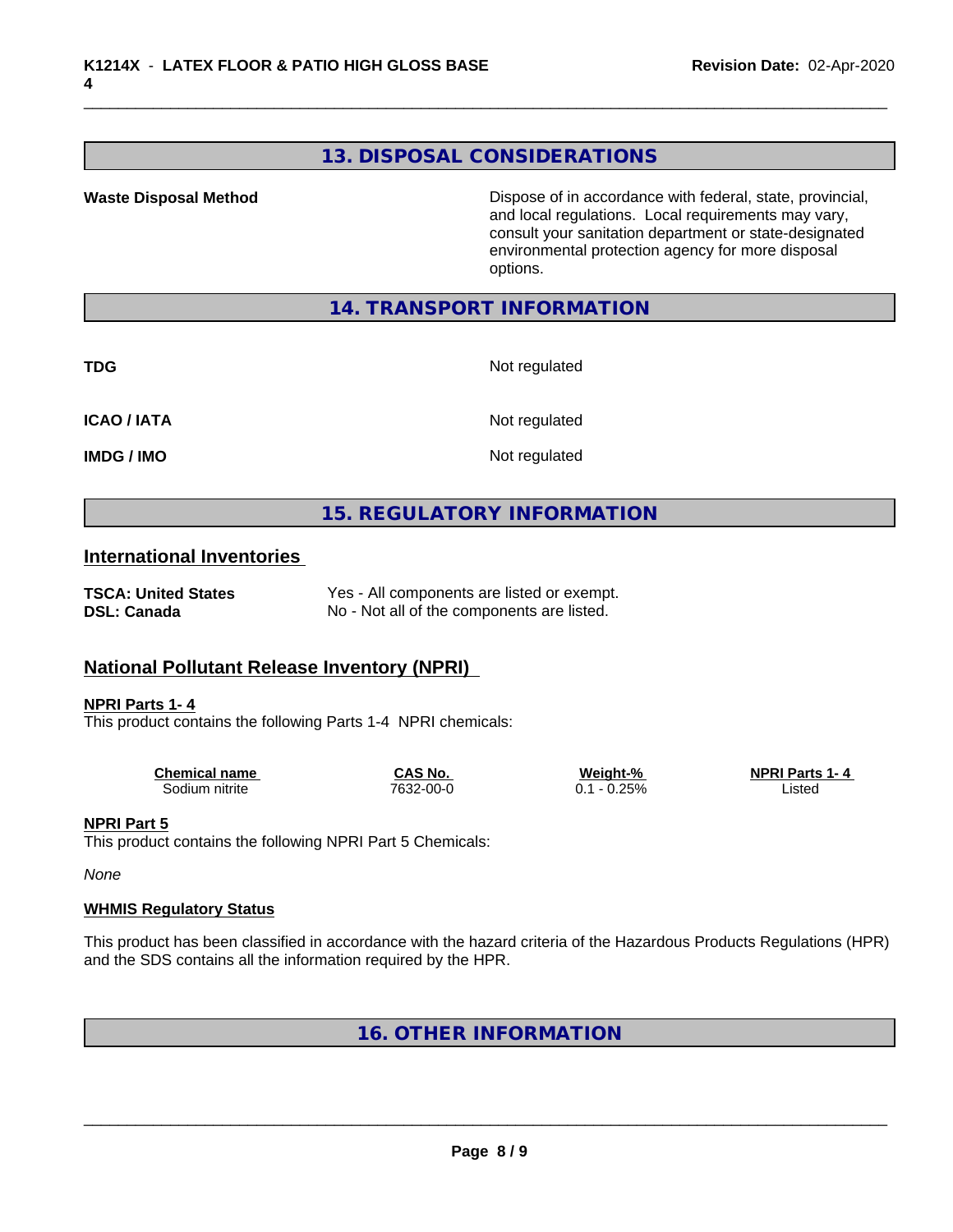## 13. DISPOSAL CONSIDERATIONS

| | |
|---|---|
| **Waste Disposal Method** | Dispose of in accordance with federal, state, provincial, and local regulations. Local requirements may vary, consult your sanitation department or state-designated environmental protection agency for more disposal options. |

## 14. TRANSPORT INFORMATION

| | |
|---|---|
| **TDG** | Not regulated |
| **ICAO / IATA** | Not regulated |
| **IMDG / IMO** | Not regulated |

## 15. REGULATORY INFORMATION

### International Inventories

| | |
|---|---|
| **TSCA: United States** | Yes - All components are listed or exempt. |
| **DSL: Canada** | No - Not all of the components are listed. |

### National Pollutant Release Inventory (NPRI)

**NPRI Parts 1- 4**

This product contains the following Parts 1-4 NPRI chemicals:

| Chemical name | CAS No. | Weight-% | NPRI Parts 1- 4 |
|---|---|---|---|
| Sodium nitrite | 7632-00-0 | 0.1 - 0.25% | Listed |

**NPRI Part 5**

This product contains the following NPRI Part 5 Chemicals:

*None*

**WHMIS Regulatory Status**

This product has been classified in accordance with the hazard criteria of the Hazardous Products Regulations (HPR) and the SDS contains all the information required by the HPR.

## 16. OTHER INFORMATION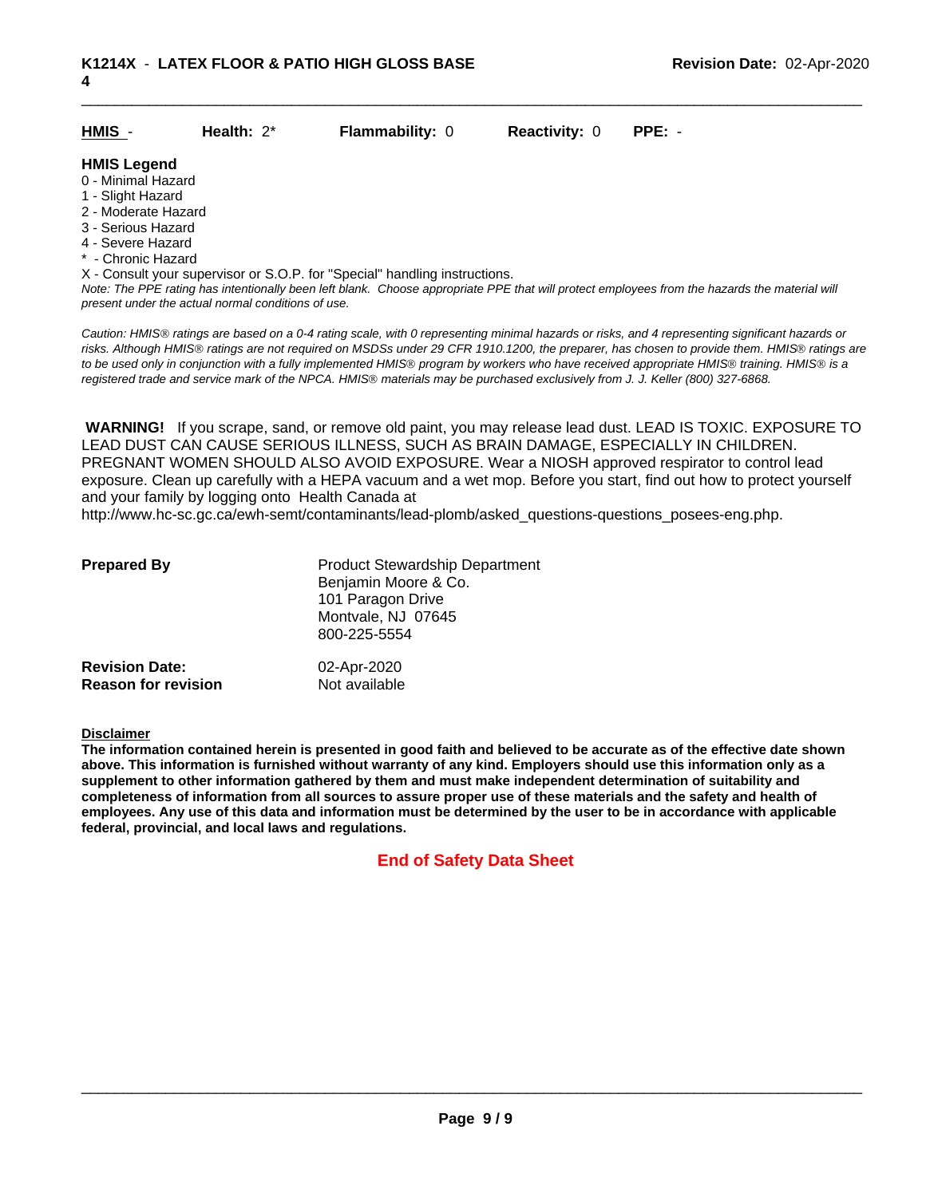| **HMIS** - | **Health:** 2* | **Flammability:** 0 | **Reactivity:** 0 | **PPE:** - |
|---|---|---|---|---|

**HMIS Legend**

0 - Minimal Hazard
1 - Slight Hazard
2 - Moderate Hazard
3 - Serious Hazard
4 - Severe Hazard
* - Chronic Hazard
X - Consult your supervisor or S.O.P. for "Special" handling instructions.

*Note: The PPE rating has intentionally been left blank. Choose appropriate PPE that will protect employees from the hazards the material will present under the actual normal conditions of use.*

*Caution: HMIS® ratings are based on a 0-4 rating scale, with 0 representing minimal hazards or risks, and 4 representing significant hazards or risks. Although HMIS® ratings are not required on MSDSs under 29 CFR 1910.1200, the preparer, has chosen to provide them. HMIS® ratings are to be used only in conjunction with a fully implemented HMIS® program by workers who have received appropriate HMIS® training. HMIS® is a registered trade and service mark of the NPCA. HMIS® materials may be purchased exclusively from J. J. Keller (800) 327-6868.*

**WARNING!** If you scrape, sand, or remove old paint, you may release lead dust. LEAD IS TOXIC. EXPOSURE TO LEAD DUST CAN CAUSE SERIOUS ILLNESS, SUCH AS BRAIN DAMAGE, ESPECIALLY IN CHILDREN. PREGNANT WOMEN SHOULD ALSO AVOID EXPOSURE. Wear a NIOSH approved respirator to control lead exposure. Clean up carefully with a HEPA vacuum and a wet mop. Before you start, find out how to protect yourself and your family by logging onto Health Canada at http://www.hc-sc.gc.ca/ewh-semt/contaminants/lead-plomb/asked_questions-questions_posees-eng.php.

| | |
|---|---|
| **Prepared By** | Product Stewardship Department<br>Benjamin Moore & Co.<br>101 Paragon Drive<br>Montvale, NJ 07645<br>800-225-5554 |
| **Revision Date:** | 02-Apr-2020 |
| **Reason for revision** | Not available |

**Disclaimer**

**The information contained herein is presented in good faith and believed to be accurate as of the effective date shown above. This information is furnished without warranty of any kind. Employers should use this information only as a supplement to other information gathered by them and must make independent determination of suitability and completeness of information from all sources to assure proper use of these materials and the safety and health of employees. Any use of this data and information must be determined by the user to be in accordance with applicable federal, provincial, and local laws and regulations.**

**End of Safety Data Sheet**